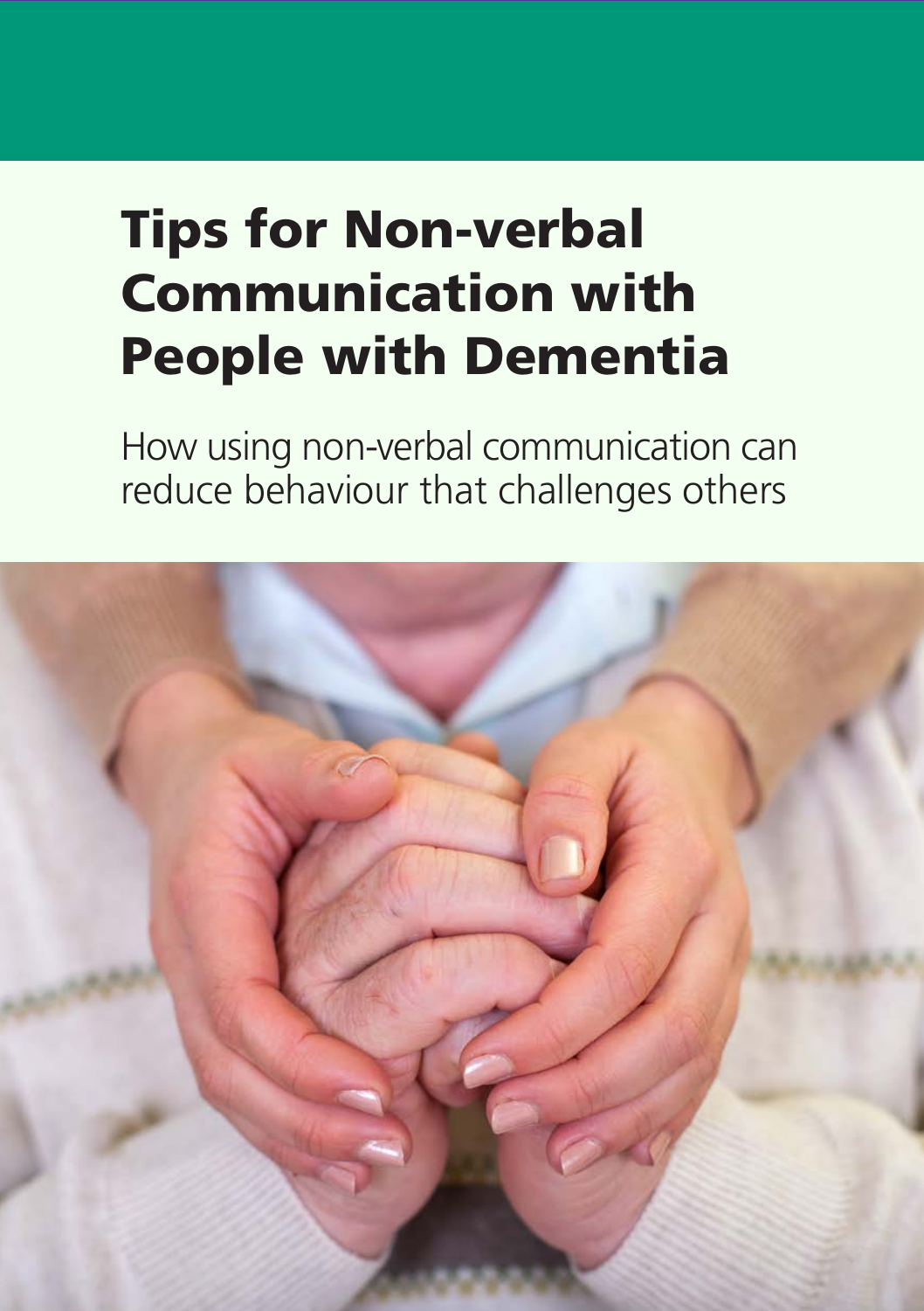# Tips for Non-verbal Communication with People with Dementia

How using non-verbal communication can reduce behaviour that challenges others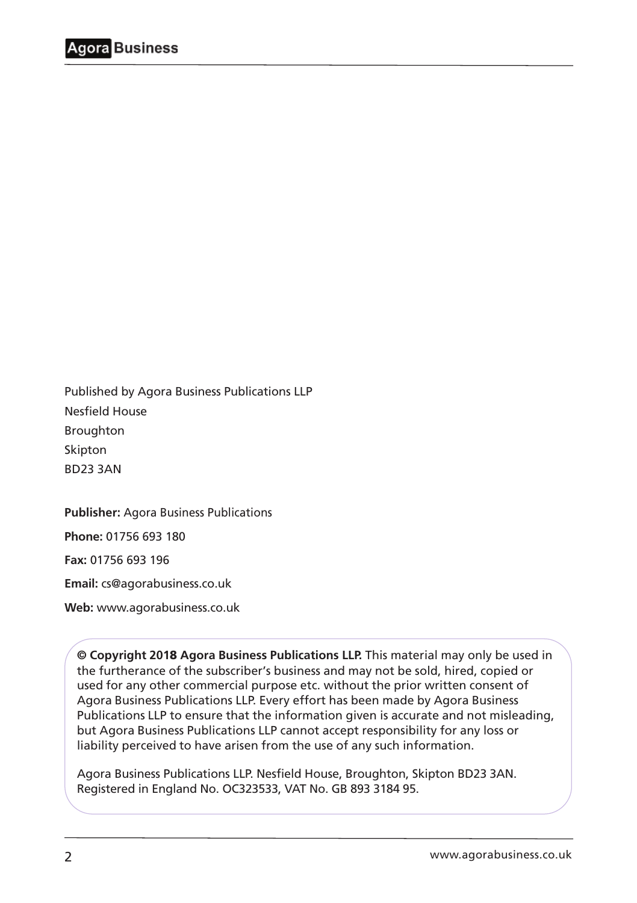Published by Agora Business Publications LLP
Nesfield House
Broughton
Skipton
BD23 3AN

**Publisher:** Agora Business Publications

**Phone:** 01756 693 180

**Fax:** 01756 693 196

**Email:** cs@agorabusiness.co.uk

**Web:** www.agorabusiness.co.uk

**© Copyright 2018 Agora Business Publications LLP.** This material may only be used in the furtherance of the subscriber's business and may not be sold, hired, copied or used for any other commercial purpose etc. without the prior written consent of Agora Business Publications LLP. Every effort has been made by Agora Business Publications LLP to ensure that the information given is accurate and not misleading, but Agora Business Publications LLP cannot accept responsibility for any loss or liability perceived to have arisen from the use of any such information.

Agora Business Publications LLP. Nesfield House, Broughton, Skipton BD23 3AN. Registered in England No. OC323533, VAT No. GB 893 3184 95.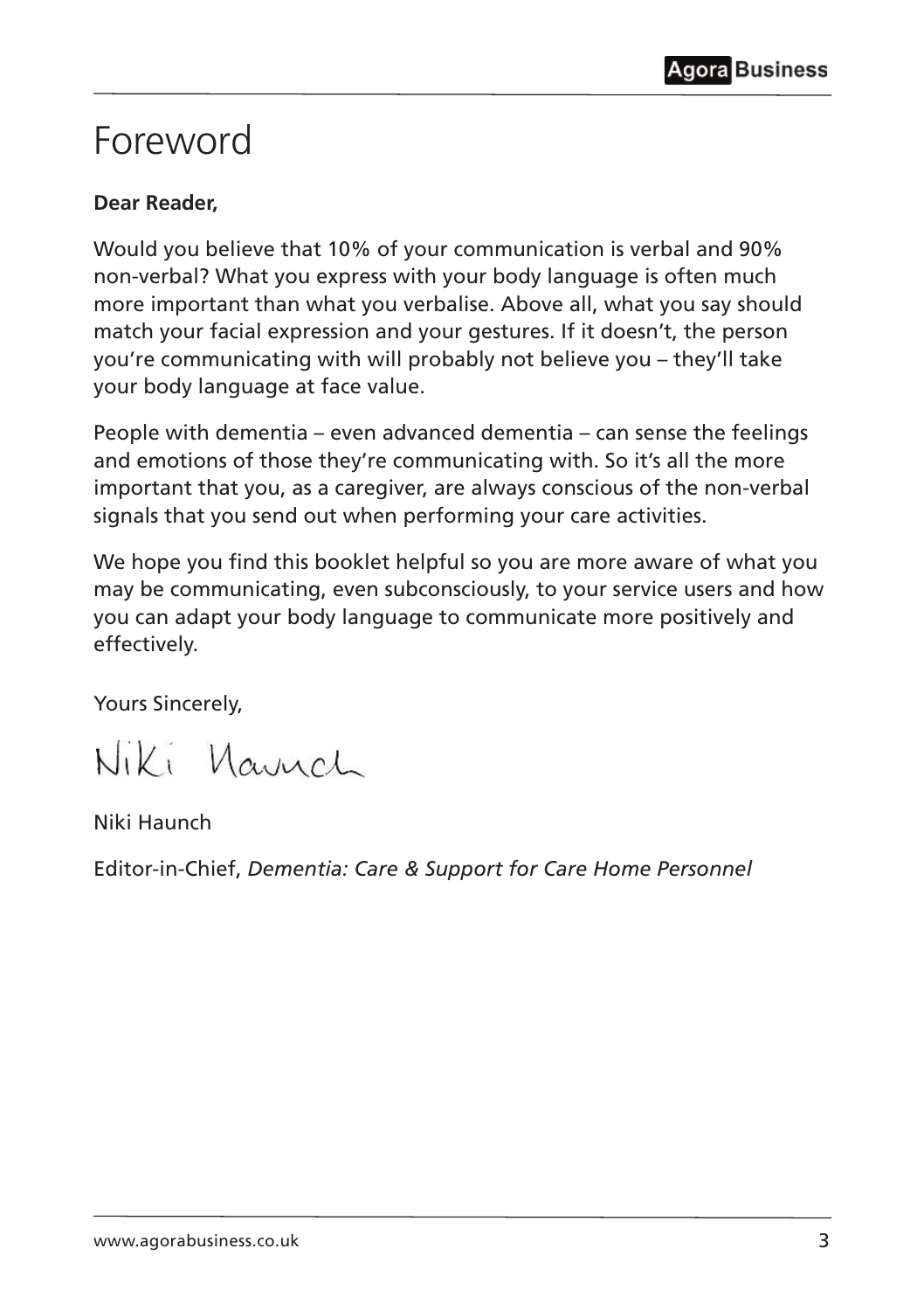# Foreword

**Dear Reader,**

Would you believe that 10% of your communication is verbal and 90% non-verbal? What you express with your body language is often much more important than what you verbalise. Above all, what you say should match your facial expression and your gestures. If it doesn't, the person you're communicating with will probably not believe you – they'll take your body language at face value.

People with dementia – even advanced dementia – can sense the feelings and emotions of those they're communicating with. So it's all the more important that you, as a caregiver, are always conscious of the non-verbal signals that you send out when performing your care activities.

We hope you find this booklet helpful so you are more aware of what you may be communicating, even subconsciously, to your service users and how you can adapt your body language to communicate more positively and effectively.

Yours Sincerely,

Niki Haunch

Niki Haunch

Editor-in-Chief, *Dementia: Care & Support for Care Home Personnel*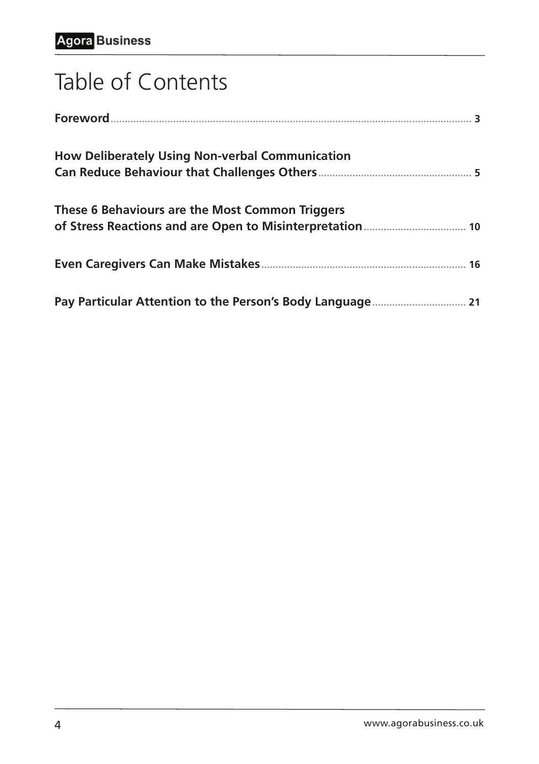# Table of Contents

**Foreword** ... 3

**How Deliberately Using Non-verbal Communication Can Reduce Behaviour that Challenges Others** ... 5

**These 6 Behaviours are the Most Common Triggers of Stress Reactions and are Open to Misinterpretation** ... 10

**Even Caregivers Can Make Mistakes** ... 16

**Pay Particular Attention to the Person's Body Language** ... 21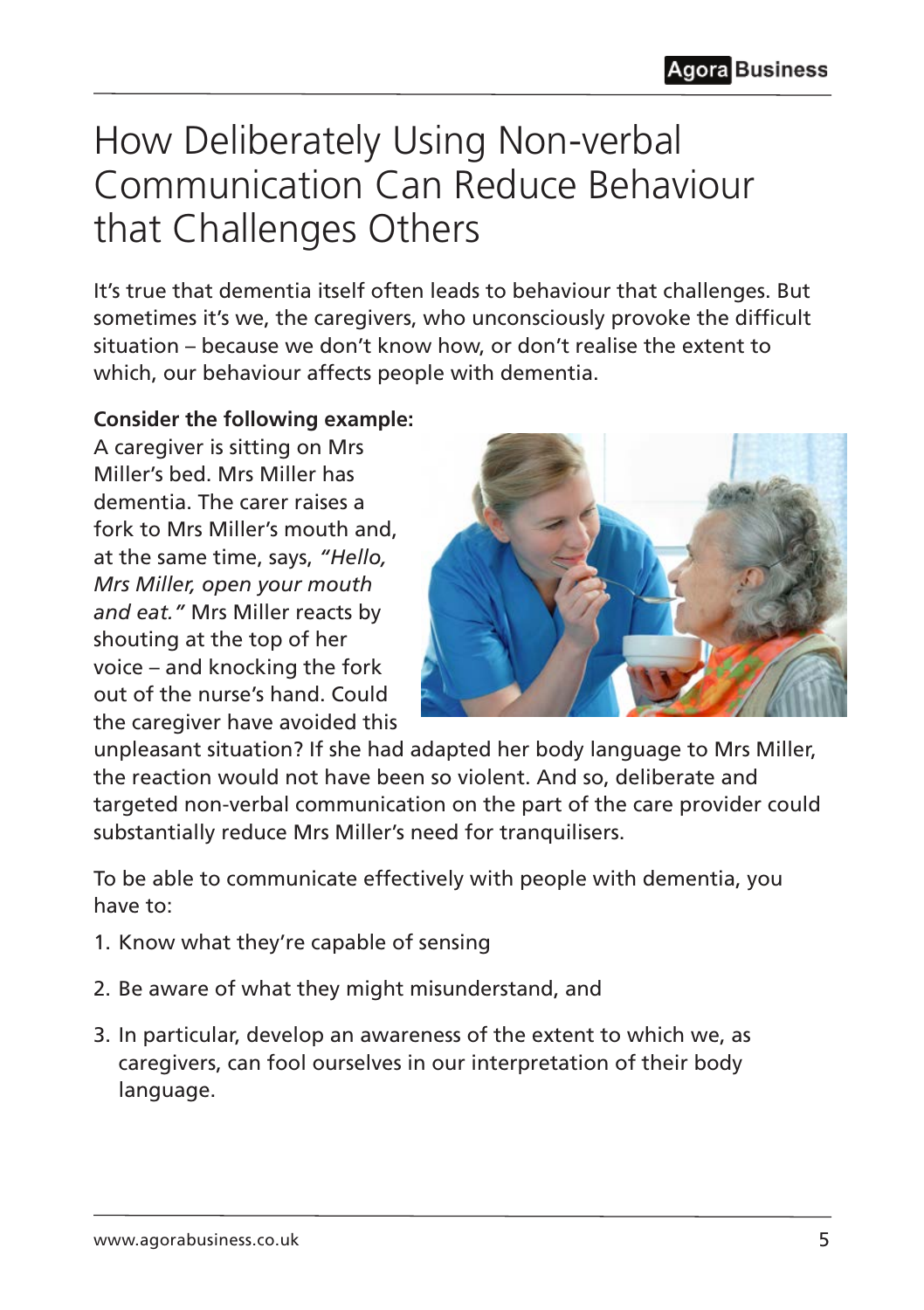# How Deliberately Using Non-verbal Communication Can Reduce Behaviour that Challenges Others

It's true that dementia itself often leads to behaviour that challenges. But sometimes it's we, the caregivers, who unconsciously provoke the difficult situation – because we don't know how, or don't realise the extent to which, our behaviour affects people with dementia.

**Consider the following example:**
A caregiver is sitting on Mrs Miller's bed. Mrs Miller has dementia. The carer raises a fork to Mrs Miller's mouth and, at the same time, says, *"Hello, Mrs Miller, open your mouth and eat."* Mrs Miller reacts by shouting at the top of her voice – and knocking the fork out of the nurse's hand. Could the caregiver have avoided this unpleasant situation? If she had adapted her body language to Mrs Miller, the reaction would not have been so violent. And so, deliberate and targeted non-verbal communication on the part of the care provider could substantially reduce Mrs Miller's need for tranquilisers.

To be able to communicate effectively with people with dementia, you have to:

1. Know what they're capable of sensing
2. Be aware of what they might misunderstand, and
3. In particular, develop an awareness of the extent to which we, as caregivers, can fool ourselves in our interpretation of their body language.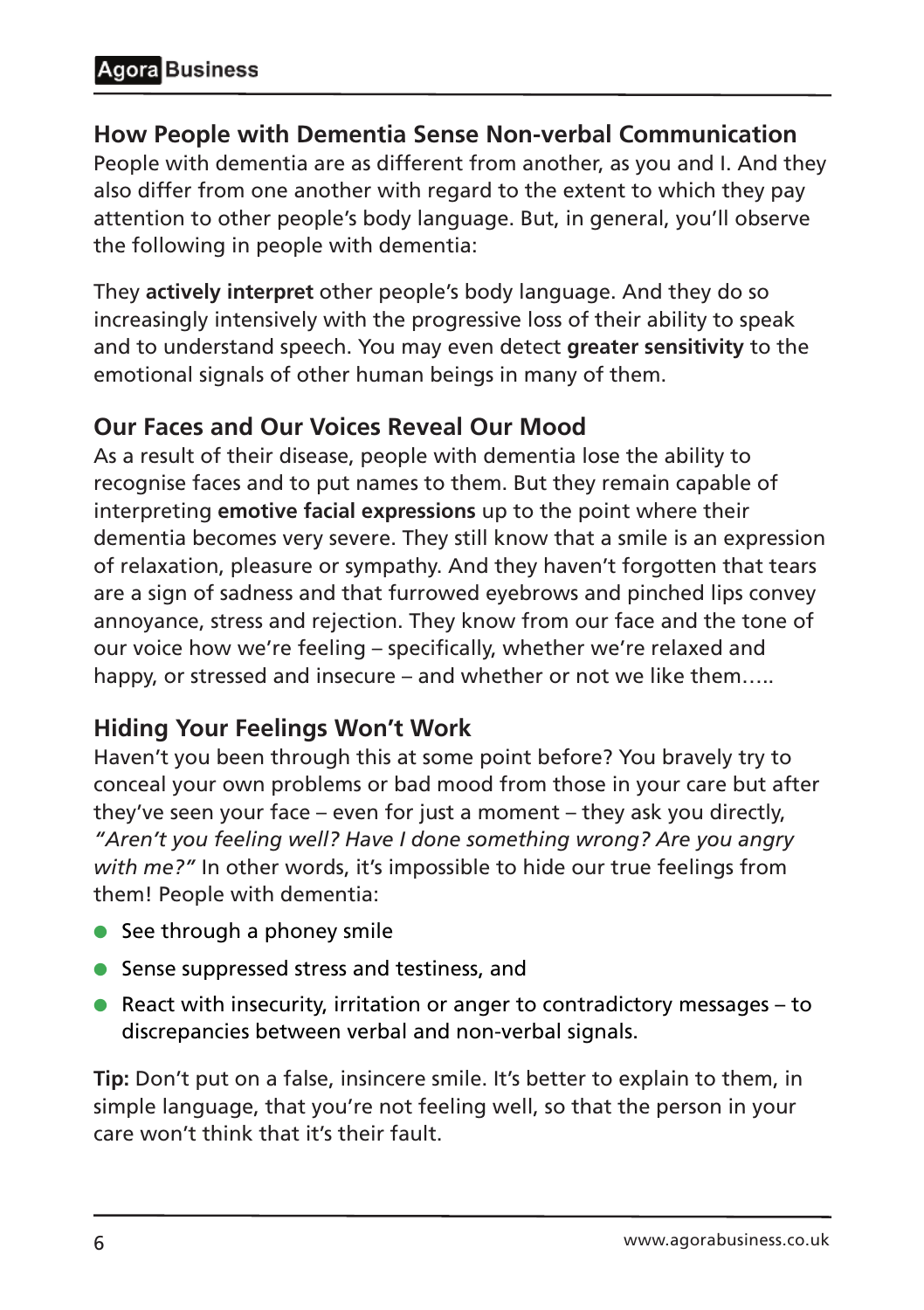## How People with Dementia Sense Non-verbal Communication

People with dementia are as different from another, as you and I. And they also differ from one another with regard to the extent to which they pay attention to other people's body language. But, in general, you'll observe the following in people with dementia:

They **actively interpret** other people's body language. And they do so increasingly intensively with the progressive loss of their ability to speak and to understand speech. You may even detect **greater sensitivity** to the emotional signals of other human beings in many of them.

## Our Faces and Our Voices Reveal Our Mood

As a result of their disease, people with dementia lose the ability to recognise faces and to put names to them. But they remain capable of interpreting **emotive facial expressions** up to the point where their dementia becomes very severe. They still know that a smile is an expression of relaxation, pleasure or sympathy. And they haven't forgotten that tears are a sign of sadness and that furrowed eyebrows and pinched lips convey annoyance, stress and rejection. They know from our face and the tone of our voice how we're feeling – specifically, whether we're relaxed and happy, or stressed and insecure – and whether or not we like them…..

## Hiding Your Feelings Won't Work

Haven't you been through this at some point before? You bravely try to conceal your own problems or bad mood from those in your care but after they've seen your face – even for just a moment – they ask you directly, *"Aren't you feeling well? Have I done something wrong? Are you angry with me?"* In other words, it's impossible to hide our true feelings from them! People with dementia:

- See through a phoney smile
- Sense suppressed stress and testiness, and
- React with insecurity, irritation or anger to contradictory messages – to discrepancies between verbal and non-verbal signals.

**Tip:** Don't put on a false, insincere smile. It's better to explain to them, in simple language, that you're not feeling well, so that the person in your care won't think that it's their fault.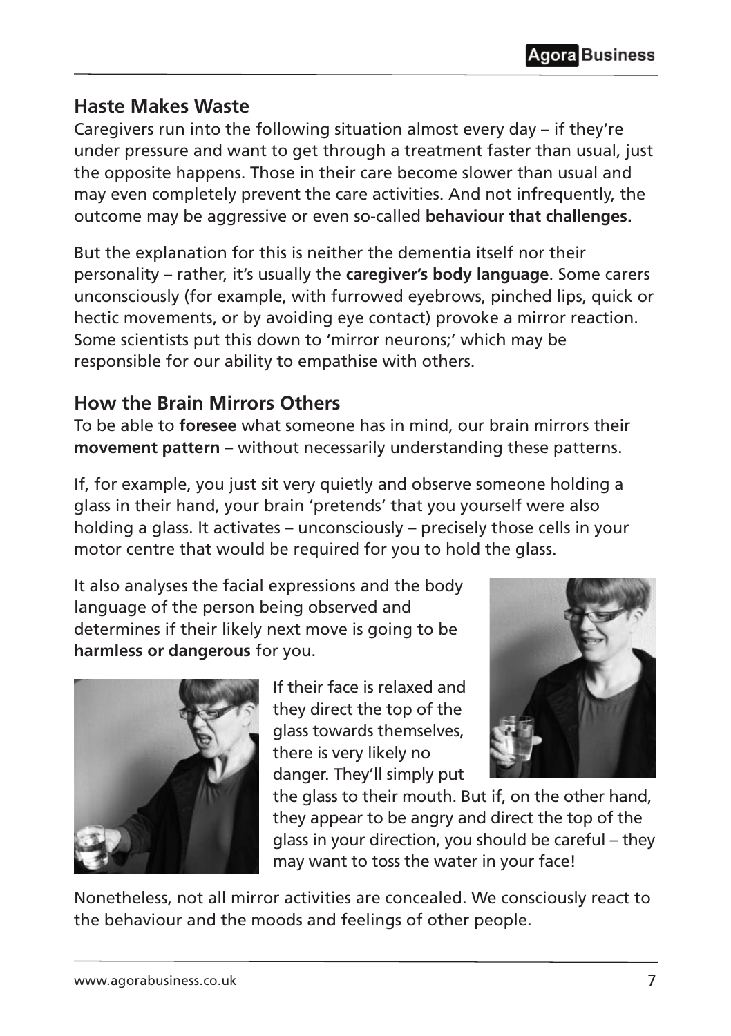## Haste Makes Waste

Caregivers run into the following situation almost every day – if they're under pressure and want to get through a treatment faster than usual, just the opposite happens. Those in their care become slower than usual and may even completely prevent the care activities. And not infrequently, the outcome may be aggressive or even so-called **behaviour that challenges.**

But the explanation for this is neither the dementia itself nor their personality – rather, it's usually the **caregiver's body language**. Some carers unconsciously (for example, with furrowed eyebrows, pinched lips, quick or hectic movements, or by avoiding eye contact) provoke a mirror reaction. Some scientists put this down to 'mirror neurons;' which may be responsible for our ability to empathise with others.

## How the Brain Mirrors Others

To be able to **foresee** what someone has in mind, our brain mirrors their **movement pattern** – without necessarily understanding these patterns.

If, for example, you just sit very quietly and observe someone holding a glass in their hand, your brain 'pretends' that you yourself were also holding a glass. It activates – unconsciously – precisely those cells in your motor centre that would be required for you to hold the glass.

It also analyses the facial expressions and the body language of the person being observed and determines if their likely next move is going to be **harmless or dangerous** for you.

If their face is relaxed and they direct the top of the glass towards themselves, there is very likely no danger. They'll simply put the glass to their mouth. But if, on the other hand, they appear to be angry and direct the top of the glass in your direction, you should be careful – they may want to toss the water in your face!

Nonetheless, not all mirror activities are concealed. We consciously react to the behaviour and the moods and feelings of other people.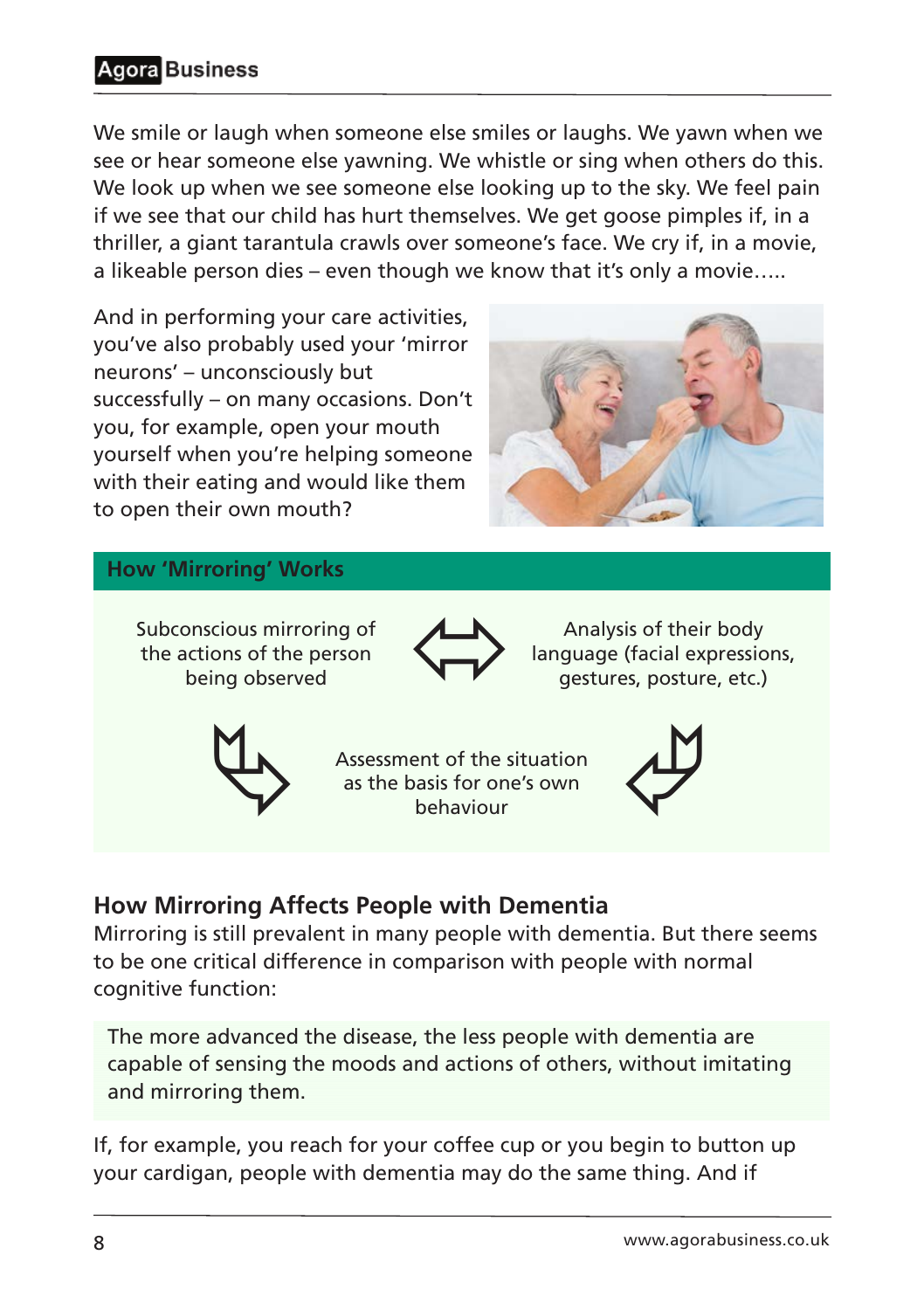We smile or laugh when someone else smiles or laughs. We yawn when we see or hear someone else yawning. We whistle or sing when others do this. We look up when we see someone else looking up to the sky. We feel pain if we see that our child has hurt themselves. We get goose pimples if, in a thriller, a giant tarantula crawls over someone's face. We cry if, in a movie, a likeable person dies – even though we know that it's only a movie…..

And in performing your care activities, you've also probably used your 'mirror neurons' – unconsciously but successfully – on many occasions. Don't you, for example, open your mouth yourself when you're helping someone with their eating and would like them to open their own mouth?

### How 'Mirroring' Works

Subconscious mirroring of the actions of the person being observed ⇔ Analysis of their body language (facial expressions, gestures, posture, etc.)

Assessment of the situation as the basis for one's own behaviour

## How Mirroring Affects People with Dementia

Mirroring is still prevalent in many people with dementia. But there seems to be one critical difference in comparison with people with normal cognitive function:

> The more advanced the disease, the less people with dementia are capable of sensing the moods and actions of others, without imitating and mirroring them.

If, for example, you reach for your coffee cup or you begin to button up your cardigan, people with dementia may do the same thing. And if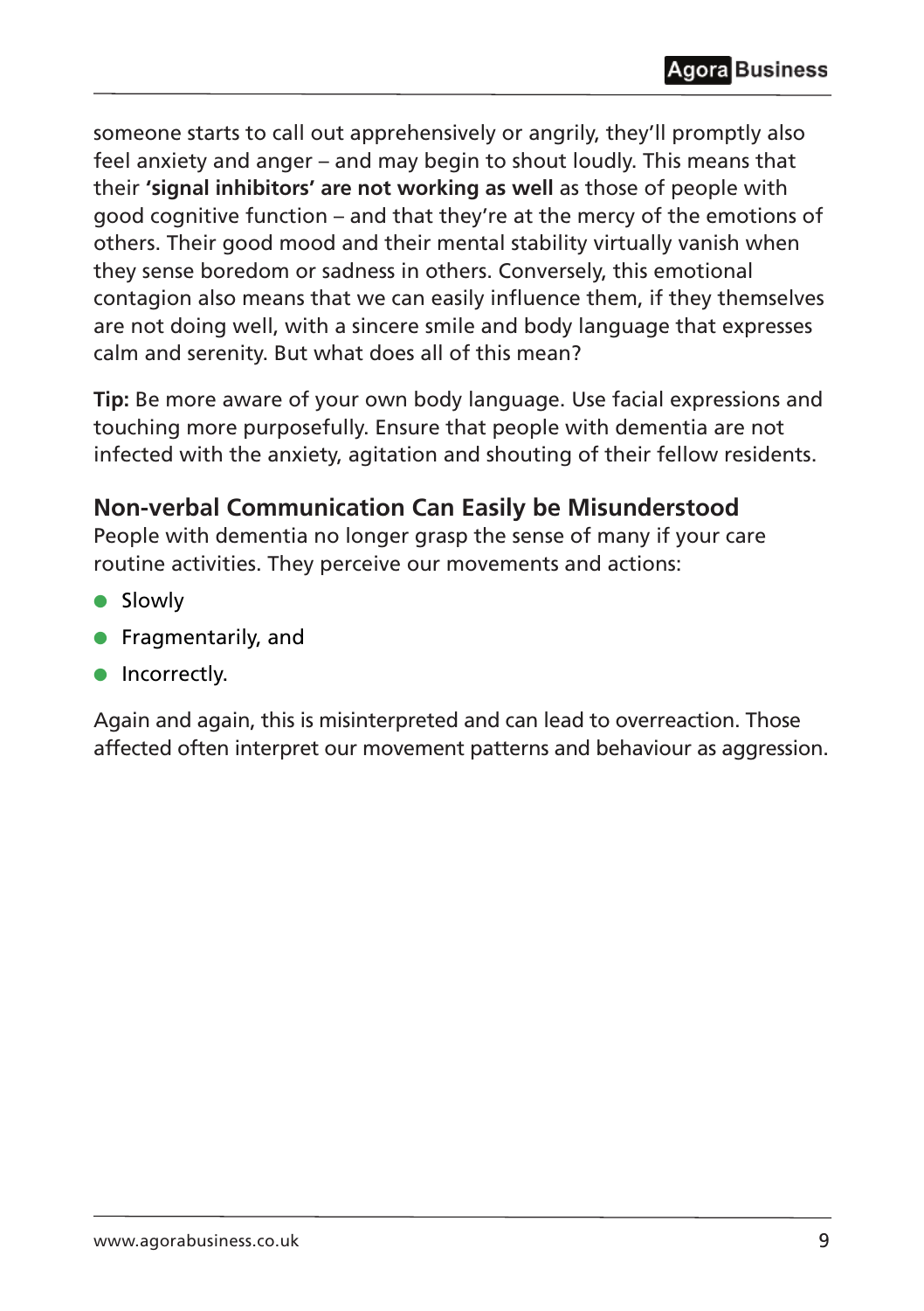someone starts to call out apprehensively or angrily, they'll promptly also feel anxiety and anger – and may begin to shout loudly. This means that their **'signal inhibitors' are not working as well** as those of people with good cognitive function – and that they're at the mercy of the emotions of others. Their good mood and their mental stability virtually vanish when they sense boredom or sadness in others. Conversely, this emotional contagion also means that we can easily influence them, if they themselves are not doing well, with a sincere smile and body language that expresses calm and serenity. But what does all of this mean?

**Tip:** Be more aware of your own body language. Use facial expressions and touching more purposefully. Ensure that people with dementia are not infected with the anxiety, agitation and shouting of their fellow residents.

### Non-verbal Communication Can Easily be Misunderstood

People with dementia no longer grasp the sense of many if your care routine activities. They perceive our movements and actions:

- Slowly
- Fragmentarily, and
- Incorrectly.

Again and again, this is misinterpreted and can lead to overreaction. Those affected often interpret our movement patterns and behaviour as aggression.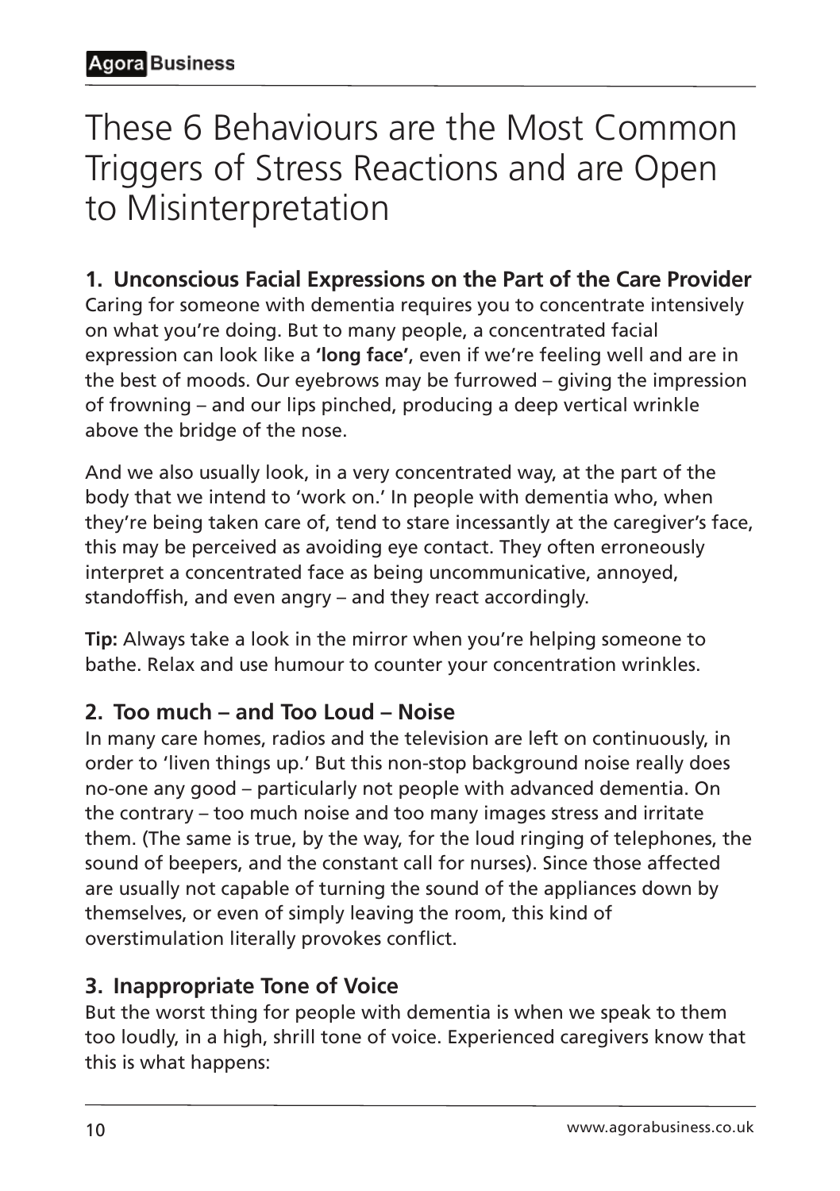# These 6 Behaviours are the Most Common Triggers of Stress Reactions and are Open to Misinterpretation

### 1. Unconscious Facial Expressions on the Part of the Care Provider

Caring for someone with dementia requires you to concentrate intensively on what you're doing. But to many people, a concentrated facial expression can look like a **'long face'**, even if we're feeling well and are in the best of moods. Our eyebrows may be furrowed – giving the impression of frowning – and our lips pinched, producing a deep vertical wrinkle above the bridge of the nose.

And we also usually look, in a very concentrated way, at the part of the body that we intend to 'work on.' In people with dementia who, when they're being taken care of, tend to stare incessantly at the caregiver's face, this may be perceived as avoiding eye contact. They often erroneously interpret a concentrated face as being uncommunicative, annoyed, standoffish, and even angry – and they react accordingly.

**Tip:** Always take a look in the mirror when you're helping someone to bathe. Relax and use humour to counter your concentration wrinkles.

### 2. Too much – and Too Loud – Noise

In many care homes, radios and the television are left on continuously, in order to 'liven things up.' But this non-stop background noise really does no-one any good – particularly not people with advanced dementia. On the contrary – too much noise and too many images stress and irritate them. (The same is true, by the way, for the loud ringing of telephones, the sound of beepers, and the constant call for nurses). Since those affected are usually not capable of turning the sound of the appliances down by themselves, or even of simply leaving the room, this kind of overstimulation literally provokes conflict.

### 3. Inappropriate Tone of Voice

But the worst thing for people with dementia is when we speak to them too loudly, in a high, shrill tone of voice. Experienced caregivers know that this is what happens: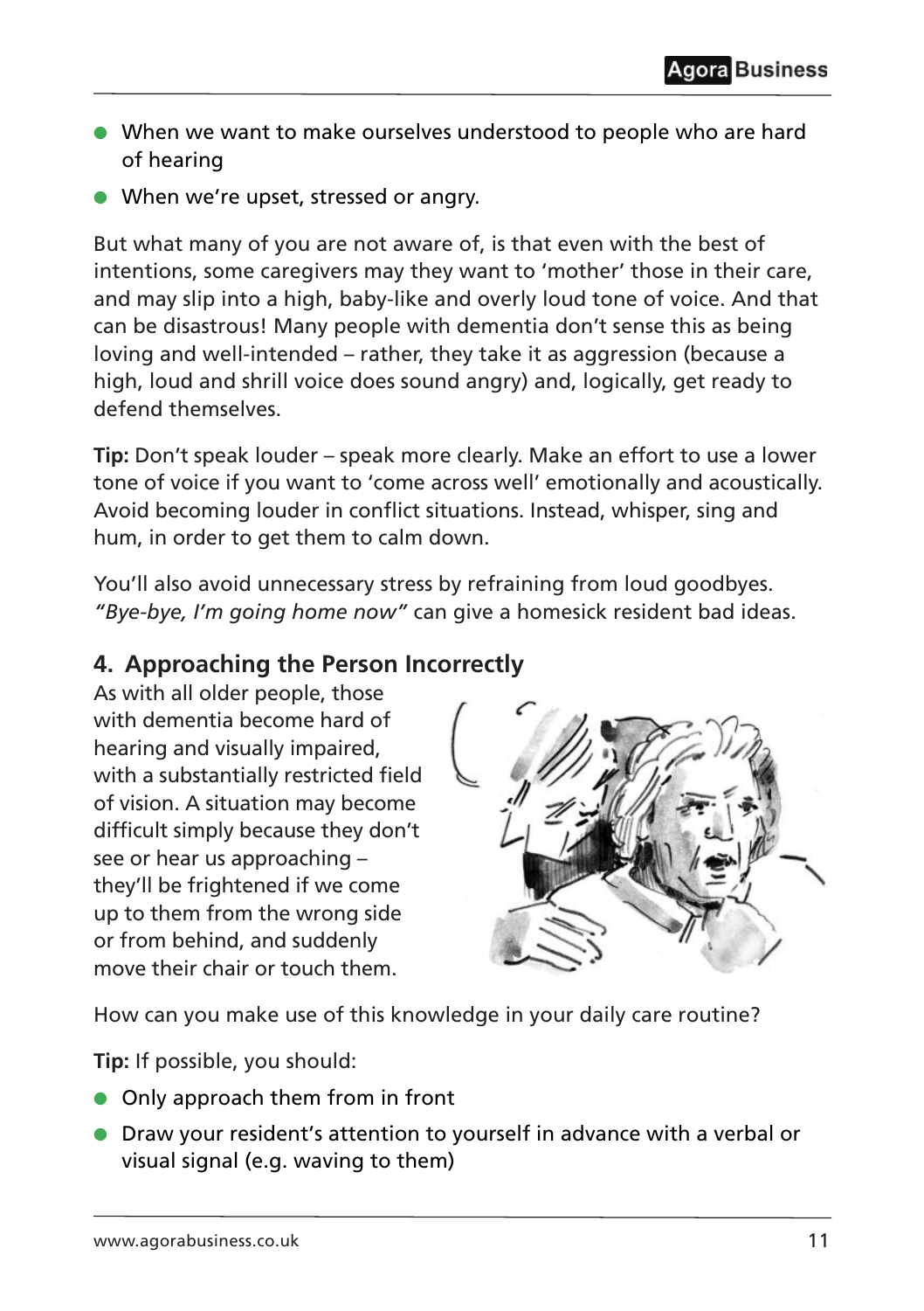- When we want to make ourselves understood to people who are hard of hearing
- When we're upset, stressed or angry.

But what many of you are not aware of, is that even with the best of intentions, some caregivers may they want to 'mother' those in their care, and may slip into a high, baby-like and overly loud tone of voice. And that can be disastrous! Many people with dementia don't sense this as being loving and well-intended – rather, they take it as aggression (because a high, loud and shrill voice does sound angry) and, logically, get ready to defend themselves.

**Tip:** Don't speak louder – speak more clearly. Make an effort to use a lower tone of voice if you want to 'come across well' emotionally and acoustically. Avoid becoming louder in conflict situations. Instead, whisper, sing and hum, in order to get them to calm down.

You'll also avoid unnecessary stress by refraining from loud goodbyes. *"Bye-bye, I'm going home now"* can give a homesick resident bad ideas.

## 4. Approaching the Person Incorrectly

As with all older people, those with dementia become hard of hearing and visually impaired, with a substantially restricted field of vision. A situation may become difficult simply because they don't see or hear us approaching – they'll be frightened if we come up to them from the wrong side or from behind, and suddenly move their chair or touch them.

How can you make use of this knowledge in your daily care routine?

**Tip:** If possible, you should:

- Only approach them from in front
- Draw your resident's attention to yourself in advance with a verbal or visual signal (e.g. waving to them)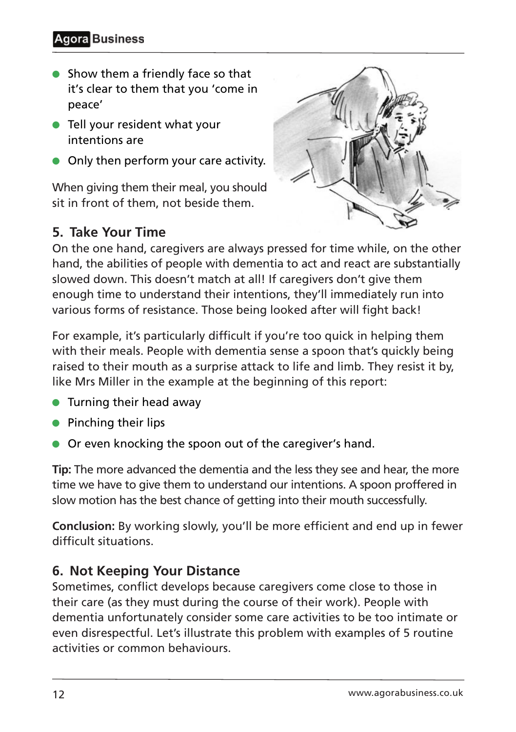- Show them a friendly face so that it's clear to them that you 'come in peace'
- Tell your resident what your intentions are
- Only then perform your care activity.

When giving them their meal, you should sit in front of them, not beside them.

## 5. Take Your Time

On the one hand, caregivers are always pressed for time while, on the other hand, the abilities of people with dementia to act and react are substantially slowed down. This doesn't match at all! If caregivers don't give them enough time to understand their intentions, they'll immediately run into various forms of resistance. Those being looked after will fight back!

For example, it's particularly difficult if you're too quick in helping them with their meals. People with dementia sense a spoon that's quickly being raised to their mouth as a surprise attack to life and limb. They resist it by, like Mrs Miller in the example at the beginning of this report:

- Turning their head away
- Pinching their lips
- Or even knocking the spoon out of the caregiver's hand.

**Tip:** The more advanced the dementia and the less they see and hear, the more time we have to give them to understand our intentions. A spoon proffered in slow motion has the best chance of getting into their mouth successfully.

**Conclusion:** By working slowly, you'll be more efficient and end up in fewer difficult situations.

## 6. Not Keeping Your Distance

Sometimes, conflict develops because caregivers come close to those in their care (as they must during the course of their work). People with dementia unfortunately consider some care activities to be too intimate or even disrespectful. Let's illustrate this problem with examples of 5 routine activities or common behaviours.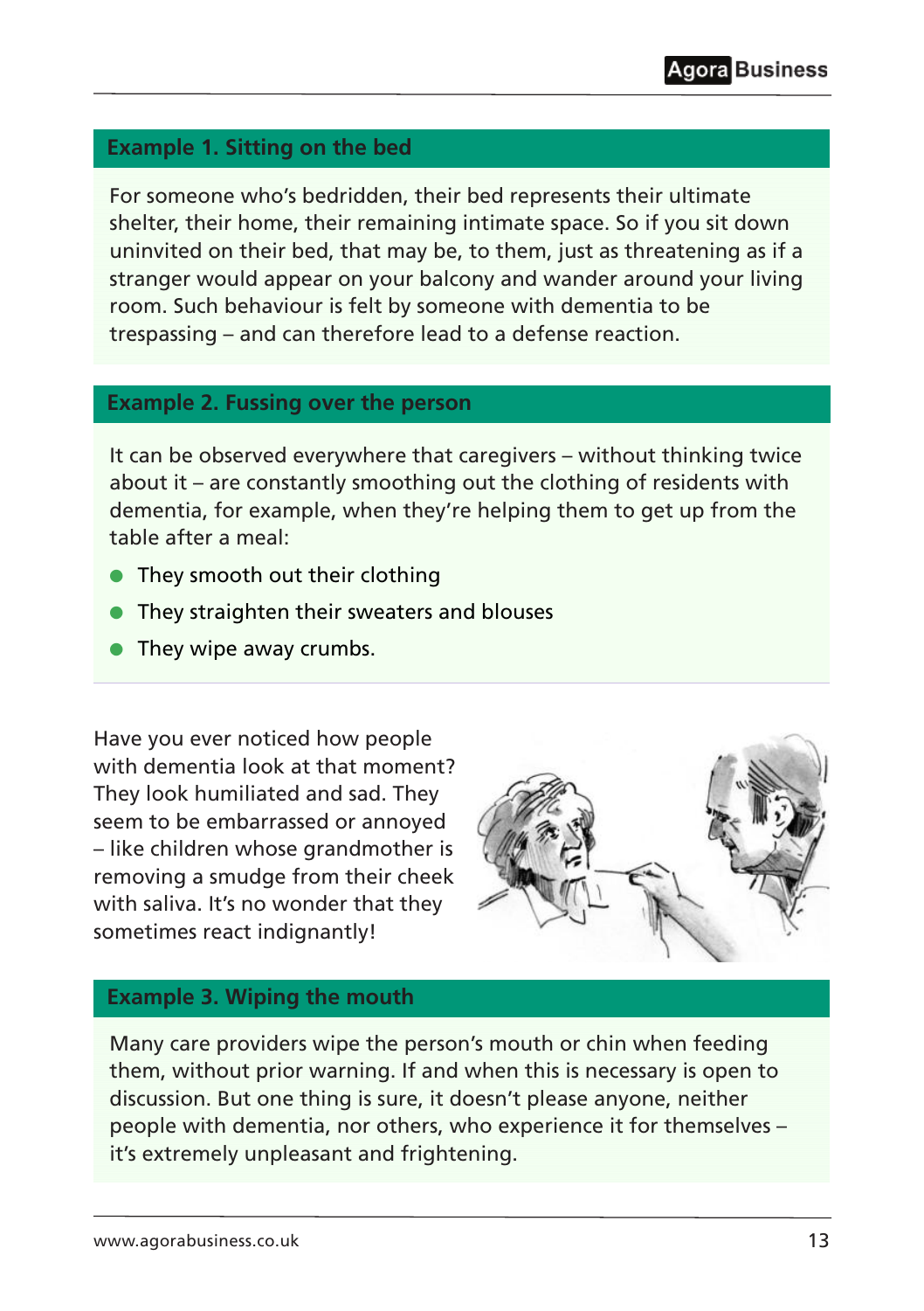### Example 1. Sitting on the bed

For someone who's bedridden, their bed represents their ultimate shelter, their home, their remaining intimate space. So if you sit down uninvited on their bed, that may be, to them, just as threatening as if a stranger would appear on your balcony and wander around your living room. Such behaviour is felt by someone with dementia to be trespassing – and can therefore lead to a defense reaction.

### Example 2. Fussing over the person

It can be observed everywhere that caregivers – without thinking twice about it – are constantly smoothing out the clothing of residents with dementia, for example, when they're helping them to get up from the table after a meal:

- They smooth out their clothing
- They straighten their sweaters and blouses
- They wipe away crumbs.

Have you ever noticed how people with dementia look at that moment? They look humiliated and sad. They seem to be embarrassed or annoyed – like children whose grandmother is removing a smudge from their cheek with saliva. It's no wonder that they sometimes react indignantly!

### Example 3. Wiping the mouth

Many care providers wipe the person's mouth or chin when feeding them, without prior warning. If and when this is necessary is open to discussion. But one thing is sure, it doesn't please anyone, neither people with dementia, nor others, who experience it for themselves – it's extremely unpleasant and frightening.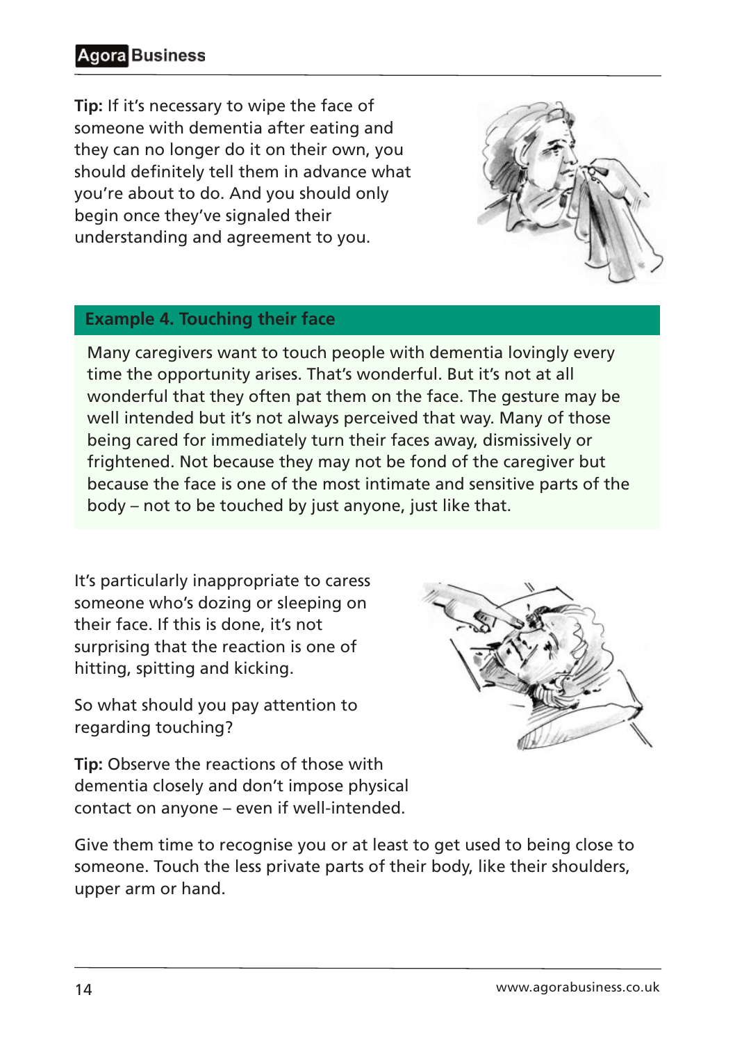**Tip:** If it's necessary to wipe the face of someone with dementia after eating and they can no longer do it on their own, you should definitely tell them in advance what you're about to do. And you should only begin once they've signaled their understanding and agreement to you.

### Example 4. Touching their face

Many caregivers want to touch people with dementia lovingly every time the opportunity arises. That's wonderful. But it's not at all wonderful that they often pat them on the face. The gesture may be well intended but it's not always perceived that way. Many of those being cared for immediately turn their faces away, dismissively or frightened. Not because they may not be fond of the caregiver but because the face is one of the most intimate and sensitive parts of the body – not to be touched by just anyone, just like that.

It's particularly inappropriate to caress someone who's dozing or sleeping on their face. If this is done, it's not surprising that the reaction is one of hitting, spitting and kicking.

So what should you pay attention to regarding touching?

**Tip:** Observe the reactions of those with dementia closely and don't impose physical contact on anyone – even if well-intended.

Give them time to recognise you or at least to get used to being close to someone. Touch the less private parts of their body, like their shoulders, upper arm or hand.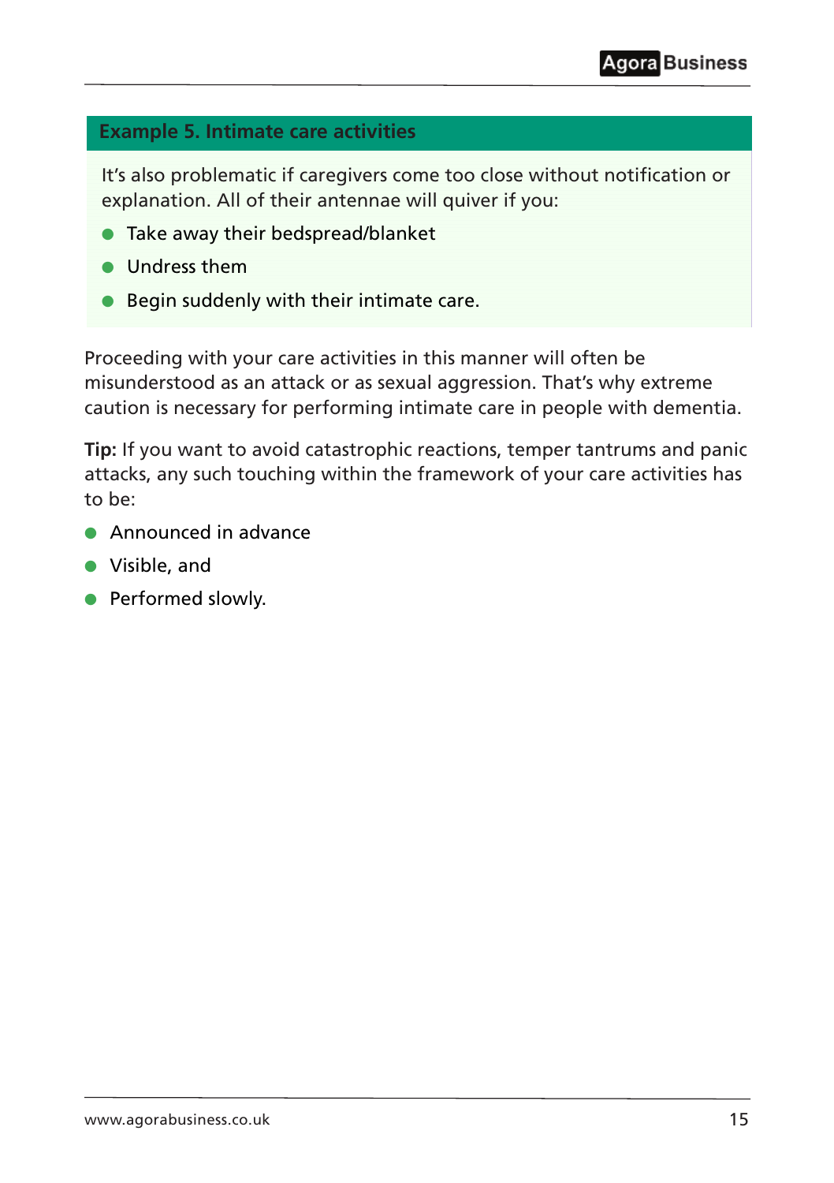### Example 5. Intimate care activities

It's also problematic if caregivers come too close without notification or explanation. All of their antennae will quiver if you:

- Take away their bedspread/blanket
- Undress them
- Begin suddenly with their intimate care.

Proceeding with your care activities in this manner will often be misunderstood as an attack or as sexual aggression. That's why extreme caution is necessary for performing intimate care in people with dementia.

**Tip:** If you want to avoid catastrophic reactions, temper tantrums and panic attacks, any such touching within the framework of your care activities has to be:

- Announced in advance
- Visible, and
- Performed slowly.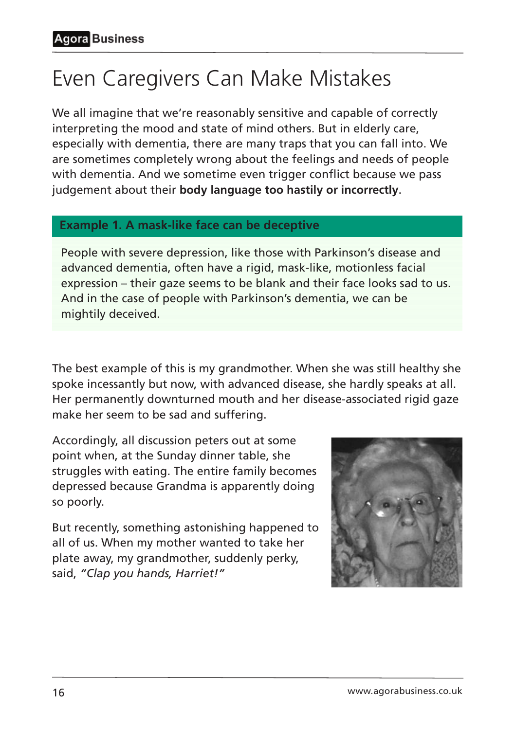# Even Caregivers Can Make Mistakes

We all imagine that we're reasonably sensitive and capable of correctly interpreting the mood and state of mind others. But in elderly care, especially with dementia, there are many traps that you can fall into. We are sometimes completely wrong about the feelings and needs of people with dementia. And we sometime even trigger conflict because we pass judgement about their **body language too hastily or incorrectly**.

**Example 1. A mask-like face can be deceptive**

People with severe depression, like those with Parkinson's disease and advanced dementia, often have a rigid, mask-like, motionless facial expression – their gaze seems to be blank and their face looks sad to us. And in the case of people with Parkinson's dementia, we can be mightily deceived.

The best example of this is my grandmother. When she was still healthy she spoke incessantly but now, with advanced disease, she hardly speaks at all. Her permanently downturned mouth and her disease-associated rigid gaze make her seem to be sad and suffering.

Accordingly, all discussion peters out at some point when, at the Sunday dinner table, she struggles with eating. The entire family becomes depressed because Grandma is apparently doing so poorly.

But recently, something astonishing happened to all of us. When my mother wanted to take her plate away, my grandmother, suddenly perky, said, *"Clap you hands, Harriet!"*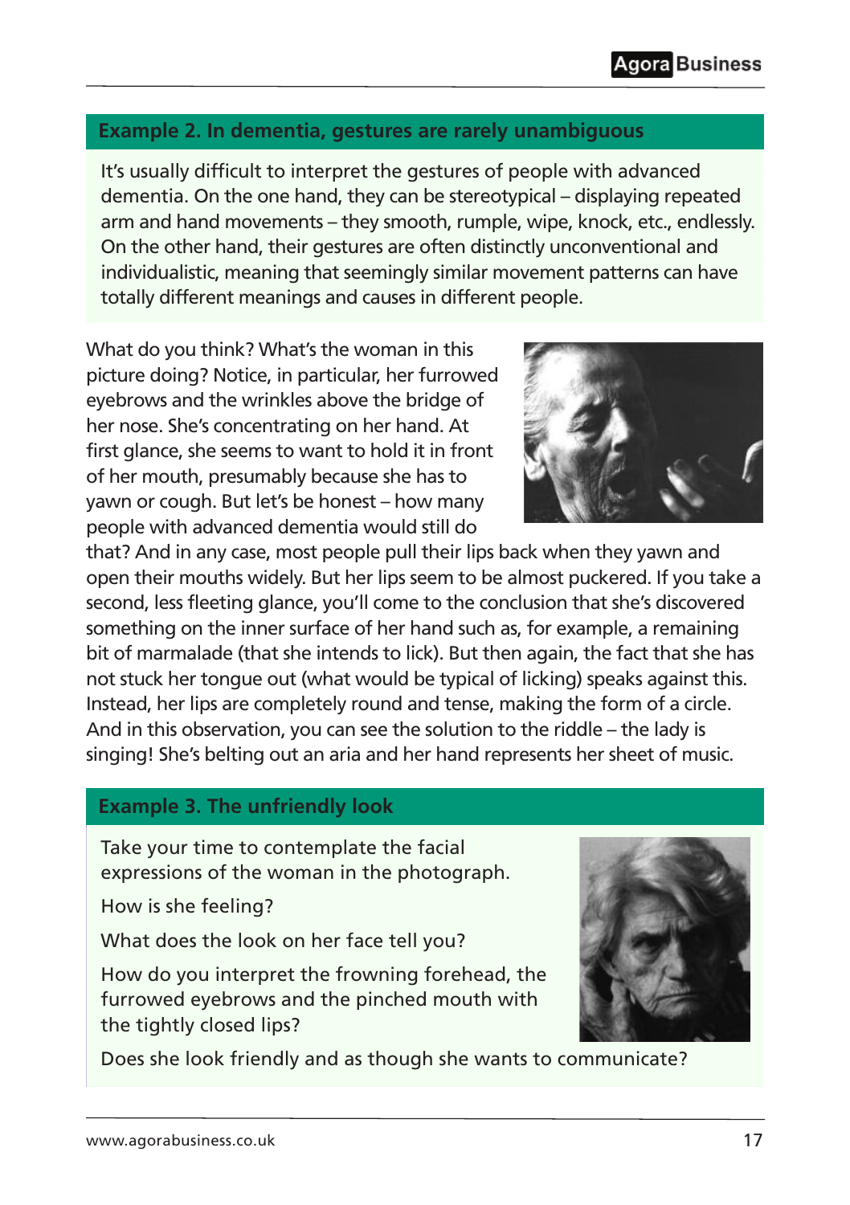## Example 2. In dementia, gestures are rarely unambiguous

It's usually difficult to interpret the gestures of people with advanced dementia. On the one hand, they can be stereotypical – displaying repeated arm and hand movements – they smooth, rumple, wipe, knock, etc., endlessly. On the other hand, their gestures are often distinctly unconventional and individualistic, meaning that seemingly similar movement patterns can have totally different meanings and causes in different people.

What do you think? What's the woman in this picture doing? Notice, in particular, her furrowed eyebrows and the wrinkles above the bridge of her nose. She's concentrating on her hand. At first glance, she seems to want to hold it in front of her mouth, presumably because she has to yawn or cough. But let's be honest – how many people with advanced dementia would still do that? And in any case, most people pull their lips back when they yawn and open their mouths widely. But her lips seem to be almost puckered. If you take a second, less fleeting glance, you'll come to the conclusion that she's discovered something on the inner surface of her hand such as, for example, a remaining bit of marmalade (that she intends to lick). But then again, the fact that she has not stuck her tongue out (what would be typical of licking) speaks against this. Instead, her lips are completely round and tense, making the form of a circle. And in this observation, you can see the solution to the riddle – the lady is singing! She's belting out an aria and her hand represents her sheet of music.

## Example 3. The unfriendly look

Take your time to contemplate the facial expressions of the woman in the photograph.

How is she feeling?

What does the look on her face tell you?

How do you interpret the frowning forehead, the furrowed eyebrows and the pinched mouth with the tightly closed lips?

Does she look friendly and as though she wants to communicate?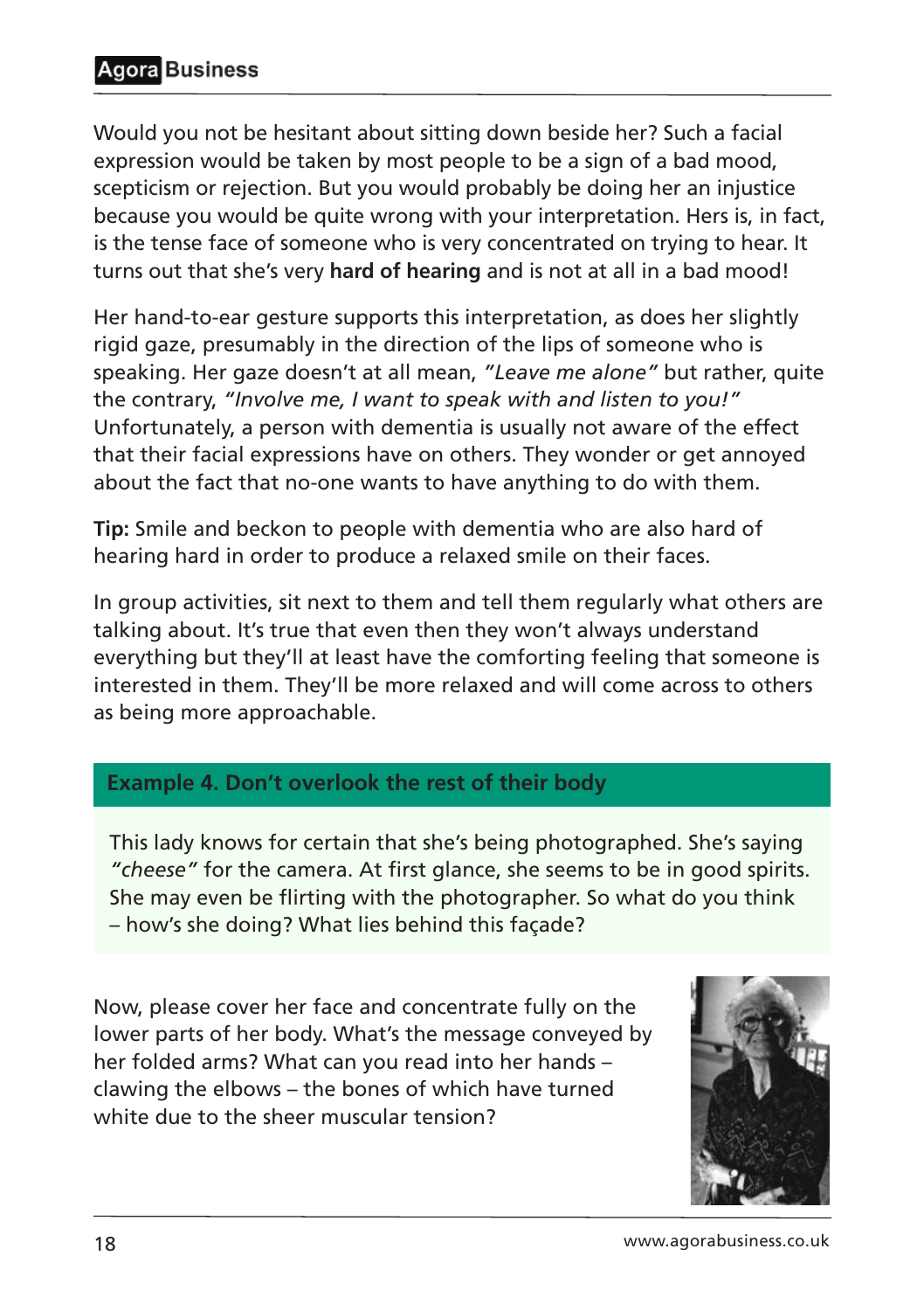Would you not be hesitant about sitting down beside her? Such a facial expression would be taken by most people to be a sign of a bad mood, scepticism or rejection. But you would probably be doing her an injustice because you would be quite wrong with your interpretation. Hers is, in fact, is the tense face of someone who is very concentrated on trying to hear. It turns out that she's very **hard of hearing** and is not at all in a bad mood!

Her hand-to-ear gesture supports this interpretation, as does her slightly rigid gaze, presumably in the direction of the lips of someone who is speaking. Her gaze doesn't at all mean, *"Leave me alone"* but rather, quite the contrary, *"Involve me, I want to speak with and listen to you!"* Unfortunately, a person with dementia is usually not aware of the effect that their facial expressions have on others. They wonder or get annoyed about the fact that no-one wants to have anything to do with them.

**Tip:** Smile and beckon to people with dementia who are also hard of hearing hard in order to produce a relaxed smile on their faces.

In group activities, sit next to them and tell them regularly what others are talking about. It's true that even then they won't always understand everything but they'll at least have the comforting feeling that someone is interested in them. They'll be more relaxed and will come across to others as being more approachable.

### Example 4. Don't overlook the rest of their body

This lady knows for certain that she's being photographed. She's saying *"cheese"* for the camera. At first glance, she seems to be in good spirits. She may even be flirting with the photographer. So what do you think – how's she doing? What lies behind this façade?

Now, please cover her face and concentrate fully on the lower parts of her body. What's the message conveyed by her folded arms? What can you read into her hands – clawing the elbows – the bones of which have turned white due to the sheer muscular tension?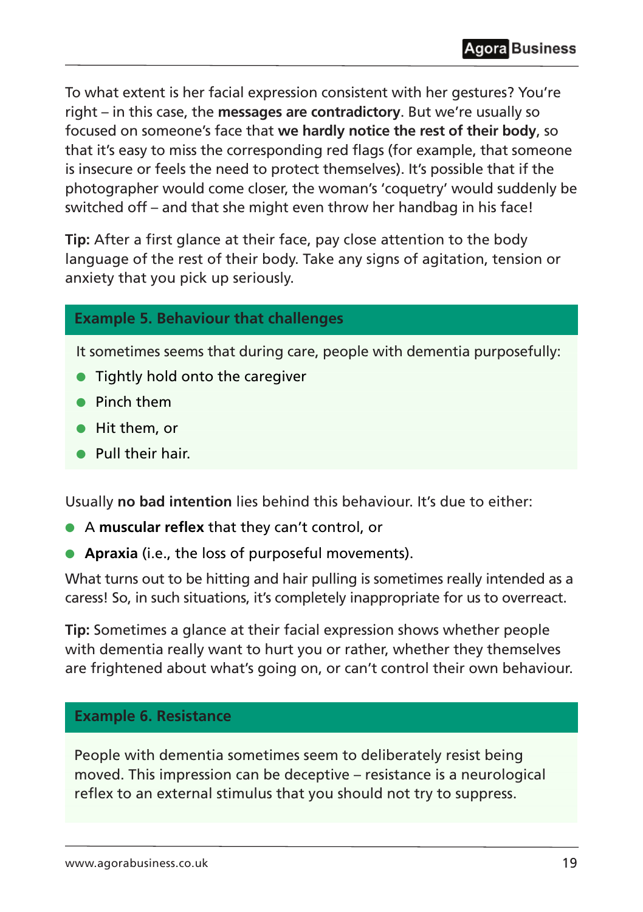To what extent is her facial expression consistent with her gestures? You're right – in this case, the **messages are contradictory**. But we're usually so focused on someone's face that **we hardly notice the rest of their body**, so that it's easy to miss the corresponding red flags (for example, that someone is insecure or feels the need to protect themselves). It's possible that if the photographer would come closer, the woman's 'coquetry' would suddenly be switched off – and that she might even throw her handbag in his face!

**Tip:** After a first glance at their face, pay close attention to the body language of the rest of their body. Take any signs of agitation, tension or anxiety that you pick up seriously.

### Example 5. Behaviour that challenges

It sometimes seems that during care, people with dementia purposefully:

- Tightly hold onto the caregiver
- Pinch them
- Hit them, or
- Pull their hair.

Usually **no bad intention** lies behind this behaviour. It's due to either:

- A **muscular reflex** that they can't control, or
- **Apraxia** (i.e., the loss of purposeful movements).

What turns out to be hitting and hair pulling is sometimes really intended as a caress! So, in such situations, it's completely inappropriate for us to overreact.

**Tip:** Sometimes a glance at their facial expression shows whether people with dementia really want to hurt you or rather, whether they themselves are frightened about what's going on, or can't control their own behaviour.

### Example 6. Resistance

People with dementia sometimes seem to deliberately resist being moved. This impression can be deceptive – resistance is a neurological reflex to an external stimulus that you should not try to suppress.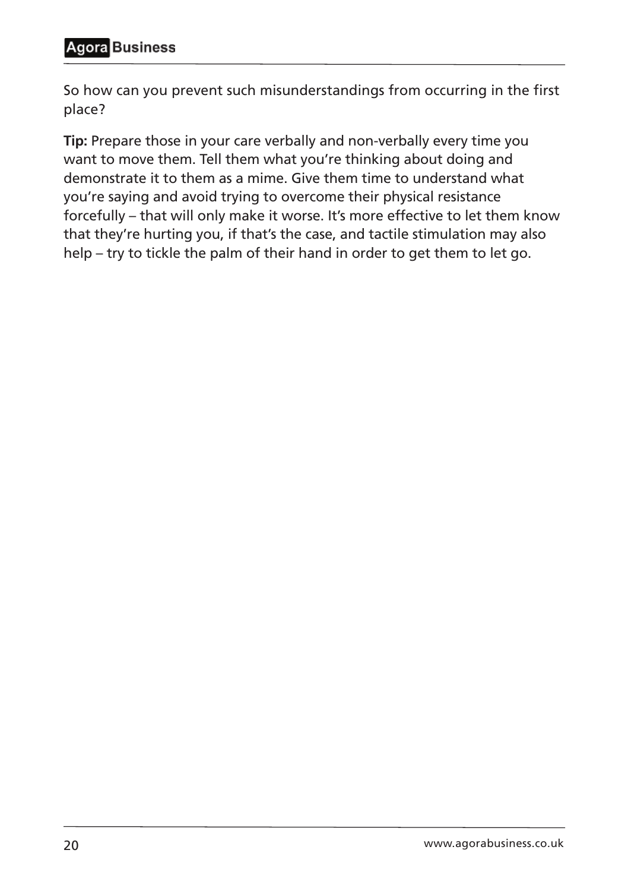So how can you prevent such misunderstandings from occurring in the first place?

**Tip:** Prepare those in your care verbally and non-verbally every time you want to move them. Tell them what you're thinking about doing and demonstrate it to them as a mime. Give them time to understand what you're saying and avoid trying to overcome their physical resistance forcefully – that will only make it worse. It's more effective to let them know that they're hurting you, if that's the case, and tactile stimulation may also help – try to tickle the palm of their hand in order to get them to let go.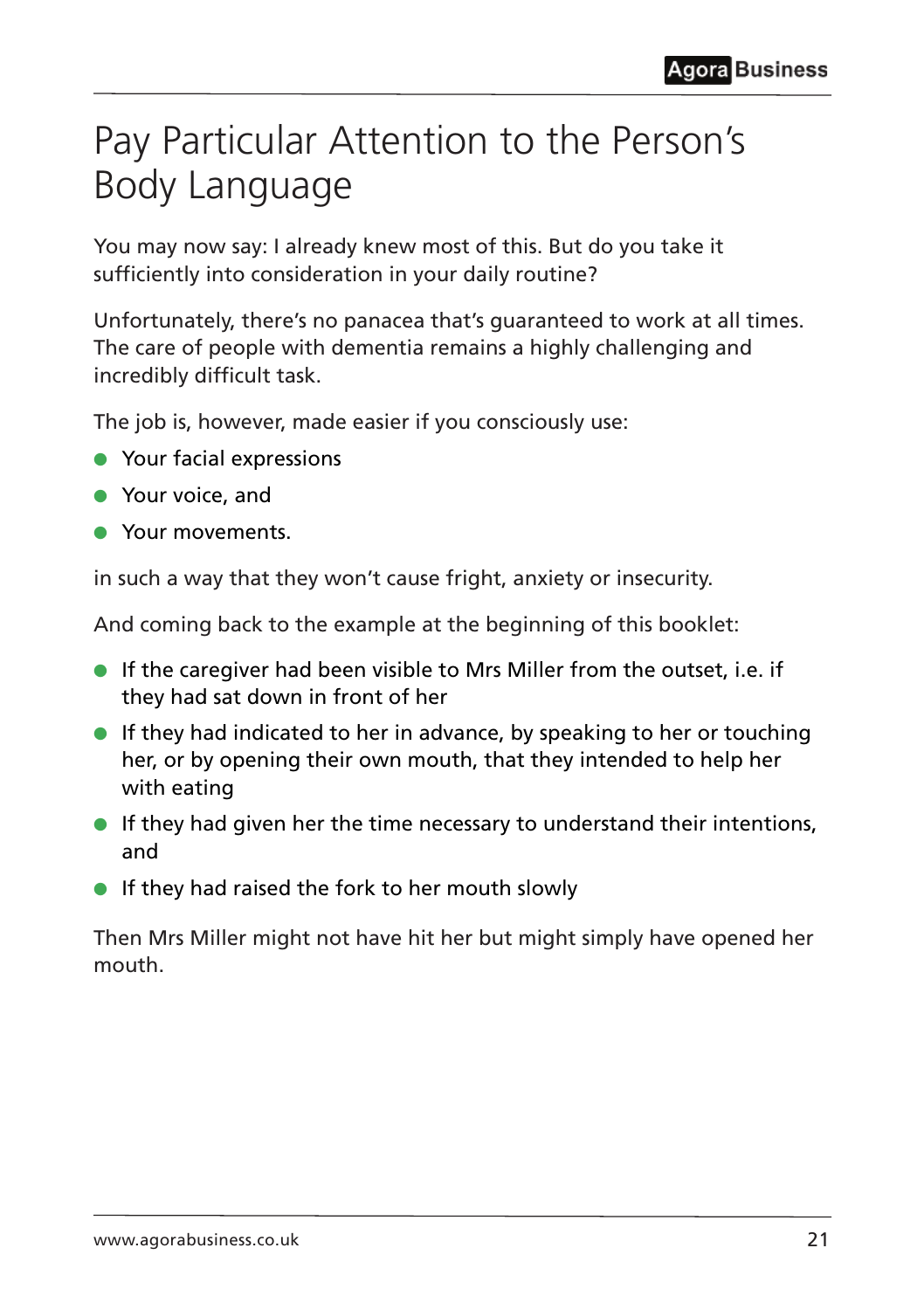# Pay Particular Attention to the Person's Body Language

You may now say: I already knew most of this. But do you take it sufficiently into consideration in your daily routine?

Unfortunately, there's no panacea that's guaranteed to work at all times. The care of people with dementia remains a highly challenging and incredibly difficult task.

The job is, however, made easier if you consciously use:

- Your facial expressions
- Your voice, and
- Your movements.

in such a way that they won't cause fright, anxiety or insecurity.

And coming back to the example at the beginning of this booklet:

- If the caregiver had been visible to Mrs Miller from the outset, i.e. if they had sat down in front of her
- If they had indicated to her in advance, by speaking to her or touching her, or by opening their own mouth, that they intended to help her with eating
- If they had given her the time necessary to understand their intentions, and
- If they had raised the fork to her mouth slowly

Then Mrs Miller might not have hit her but might simply have opened her mouth.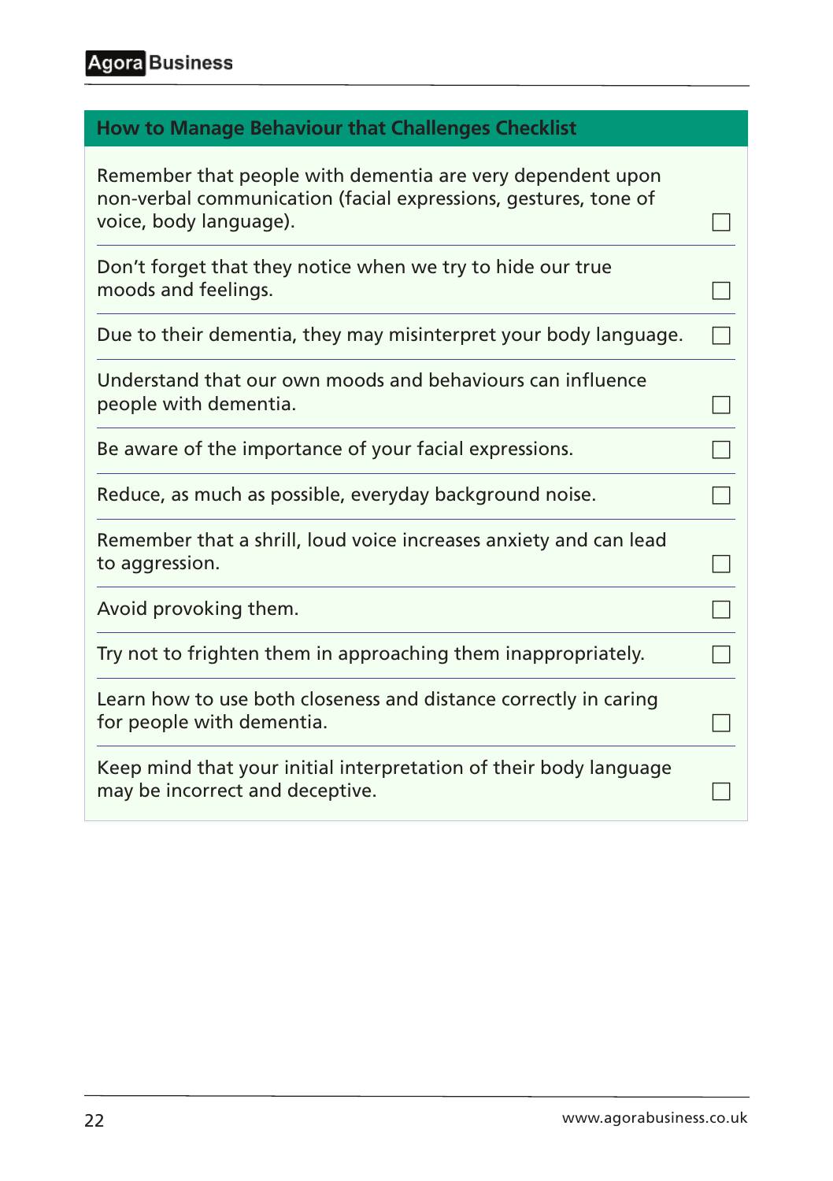## How to Manage Behaviour that Challenges Checklist

| | |
|---|---|
| Remember that people with dementia are very dependent upon non-verbal communication (facial expressions, gestures, tone of voice, body language). | ☐ |
| Don't forget that they notice when we try to hide our true moods and feelings. | ☐ |
| Due to their dementia, they may misinterpret your body language. | ☐ |
| Understand that our own moods and behaviours can influence people with dementia. | ☐ |
| Be aware of the importance of your facial expressions. | ☐ |
| Reduce, as much as possible, everyday background noise. | ☐ |
| Remember that a shrill, loud voice increases anxiety and can lead to aggression. | ☐ |
| Avoid provoking them. | ☐ |
| Try not to frighten them in approaching them inappropriately. | ☐ |
| Learn how to use both closeness and distance correctly in caring for people with dementia. | ☐ |
| Keep mind that your initial interpretation of their body language may be incorrect and deceptive. | ☐ |